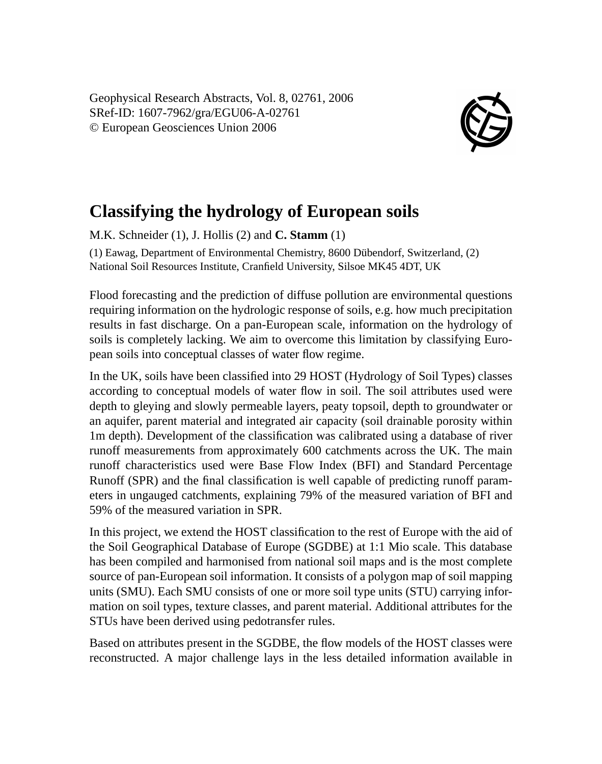# Classifying the hydrology of European soils

M.K. Schneider (1), J. Hollis (2) and **C. Stamm** (1)

(1) Eawag, Department of Environmental Chemistry, 8600 Dübendorf, Switzerland, (2) National Soil Resources Institute, Cranfield University, Silsoe MK45 4DT, UK

Flood forecasting and the prediction of diffuse pollution are environmental questions requiring information on the hydrologic response of soils, e.g. how much precipitation results in fast discharge. On a pan-European scale, information on the hydrology of soils is completely lacking. We aim to overcome this limitation by classifying European soils into conceptual classes of water flow regime.

In the UK, soils have been classified into 29 HOST (Hydrology of Soil Types) classes according to conceptual models of water flow in soil. The soil attributes used were depth to gleying and slowly permeable layers, peaty topsoil, depth to groundwater or an aquifer, parent material and integrated air capacity (soil drainable porosity within 1m depth). Development of the classification was calibrated using a database of river runoff measurements from approximately 600 catchments across the UK. The main runoff characteristics used were Base Flow Index (BFI) and Standard Percentage Runoff (SPR) and the final classification is well capable of predicting runoff parameters in ungauged catchments, explaining 79% of the measured variation of BFI and 59% of the measured variation in SPR.

In this project, we extend the HOST classification to the rest of Europe with the aid of the Soil Geographical Database of Europe (SGDBE) at 1:1 Mio scale. This database has been compiled and harmonised from national soil maps and is the most complete source of pan-European soil information. It consists of a polygon map of soil mapping units (SMU). Each SMU consists of one or more soil type units (STU) carrying information on soil types, texture classes, and parent material. Additional attributes for the STUs have been derived using pedotransfer rules.

Based on attributes present in the SGDBE, the flow models of the HOST classes were reconstructed. A major challenge lays in the less detailed information available in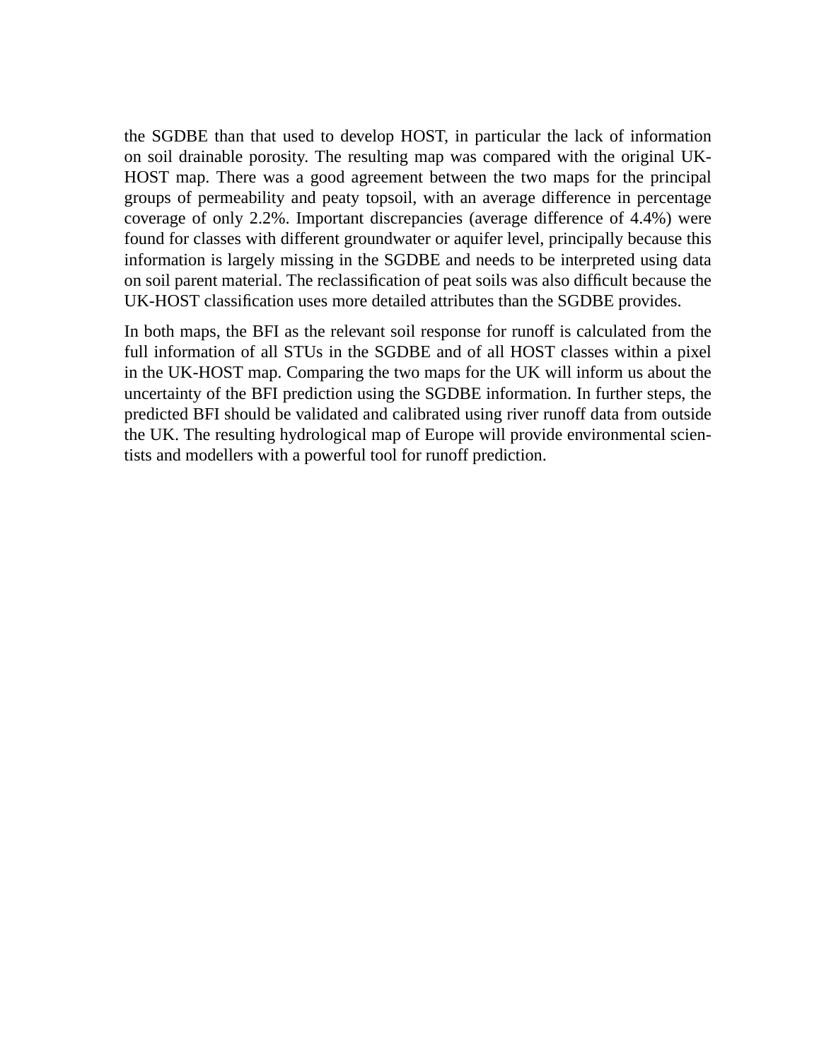the SGDBE than that used to develop HOST, in particular the lack of information on soil drainable porosity. The resulting map was compared with the original UK-HOST map. There was a good agreement between the two maps for the principal groups of permeability and peaty topsoil, with an average difference in percentage coverage of only 2.2%. Important discrepancies (average difference of 4.4%) were found for classes with different groundwater or aquifer level, principally because this information is largely missing in the SGDBE and needs to be interpreted using data on soil parent material. The reclassification of peat soils was also difficult because the UK-HOST classification uses more detailed attributes than the SGDBE provides.

In both maps, the BFI as the relevant soil response for runoff is calculated from the full information of all STUs in the SGDBE and of all HOST classes within a pixel in the UK-HOST map. Comparing the two maps for the UK will inform us about the uncertainty of the BFI prediction using the SGDBE information. In further steps, the predicted BFI should be validated and calibrated using river runoff data from outside the UK. The resulting hydrological map of Europe will provide environmental scientists and modellers with a powerful tool for runoff prediction.